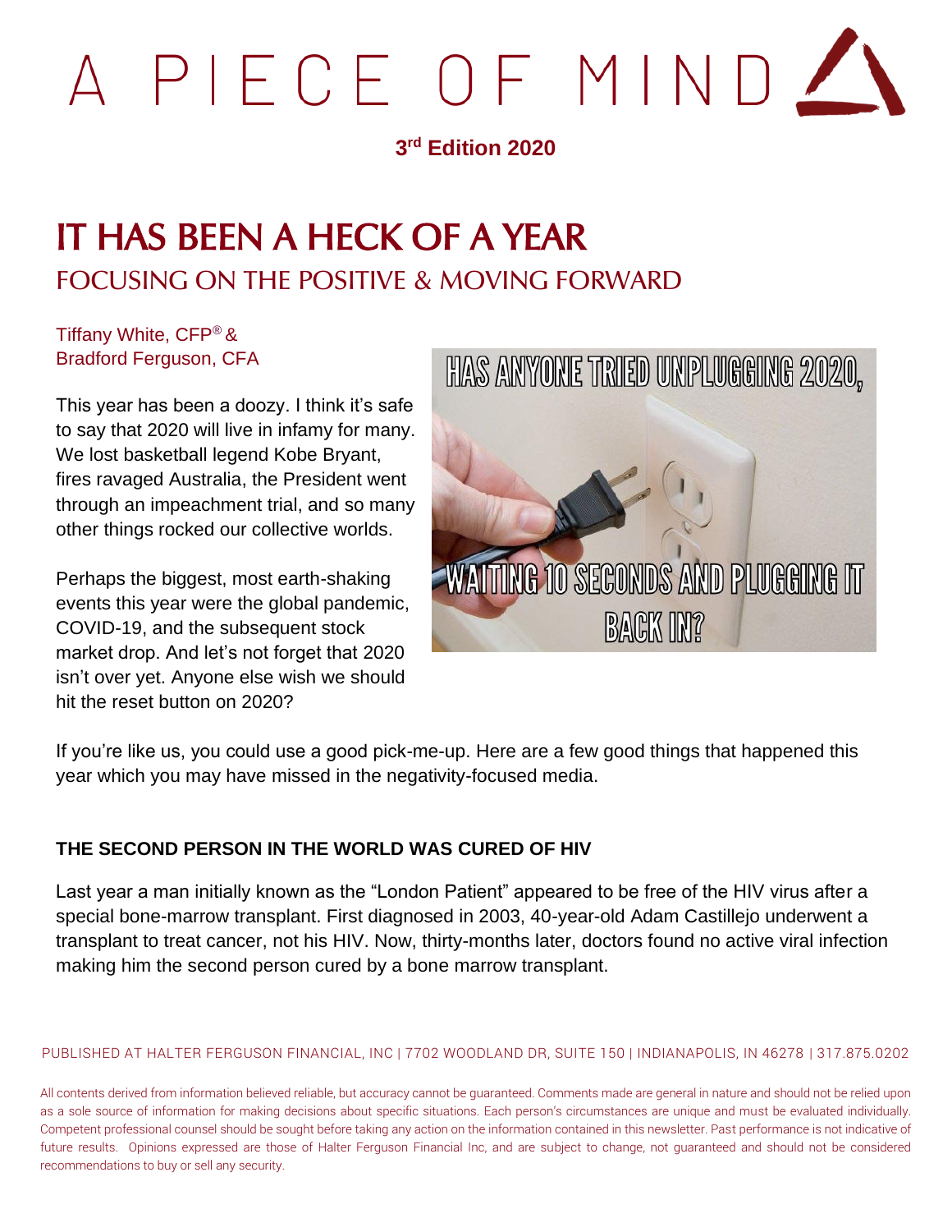# A PIECE OF MIND

**3rd Edition 2020**

# IT HAS BEEN A HECK OF A YEAR

## FOCUSING ON THE POSITIVE & MOVING FORWARD

Tiffany White, CFP® &
Bradford Ferguson, CFA

This year has been a doozy. I think it's safe to say that 2020 will live in infamy for many. We lost basketball legend Kobe Bryant, fires ravaged Australia, the President went through an impeachment trial, and so many other things rocked our collective worlds.

Perhaps the biggest, most earth-shaking events this year were the global pandemic, COVID-19, and the subsequent stock market drop. And let's not forget that 2020 isn't over yet. Anyone else wish we should hit the reset button on 2020?

HAS ANYONE TRIED UNPLUGGING 2020, WAITING 10 SECONDS AND PLUGGING IT BACK IN?

If you're like us, you could use a good pick-me-up. Here are a few good things that happened this year which you may have missed in the negativity-focused media.

### THE SECOND PERSON IN THE WORLD WAS CURED OF HIV

Last year a man initially known as the "London Patient" appeared to be free of the HIV virus after a special bone-marrow transplant. First diagnosed in 2003, 40-year-old Adam Castillejo underwent a transplant to treat cancer, not his HIV. Now, thirty-months later, doctors found no active viral infection making him the second person cured by a bone marrow transplant.

PUBLISHED AT HALTER FERGUSON FINANCIAL, INC | 7702 WOODLAND DR, SUITE 150 | INDIANAPOLIS, IN 46278 | 317.875.0202

All contents derived from information believed reliable, but accuracy cannot be guaranteed. Comments made are general in nature and should not be relied upon as a sole source of information for making decisions about specific situations. Each person's circumstances are unique and must be evaluated individually. Competent professional counsel should be sought before taking any action on the information contained in this newsletter. Past performance is not indicative of future results. Opinions expressed are those of Halter Ferguson Financial Inc, and are subject to change, not guaranteed and should not be considered recommendations to buy or sell any security.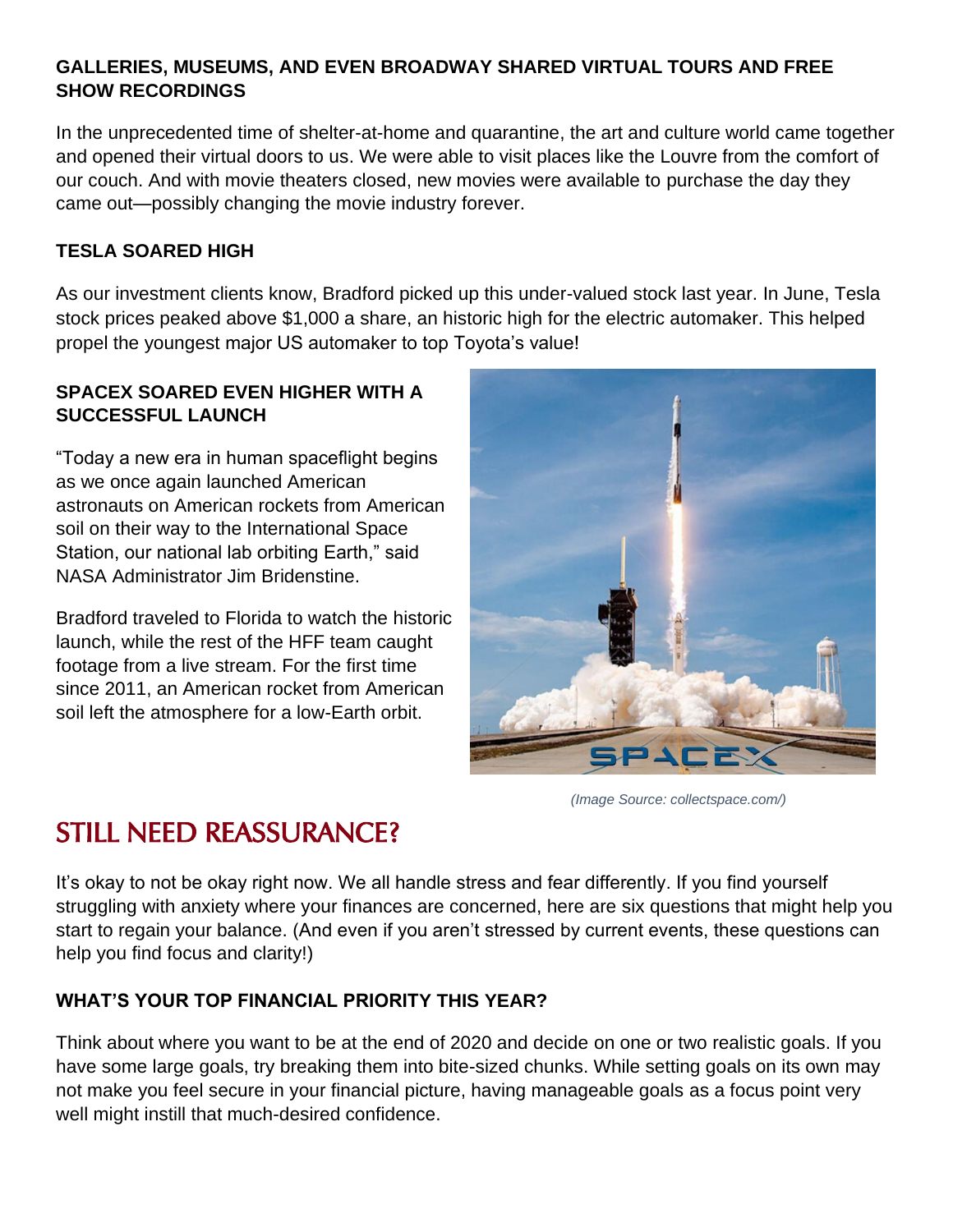**GALLERIES, MUSEUMS, AND EVEN BROADWAY SHARED VIRTUAL TOURS AND FREE SHOW RECORDINGS**

In the unprecedented time of shelter-at-home and quarantine, the art and culture world came together and opened their virtual doors to us. We were able to visit places like the Louvre from the comfort of our couch. And with movie theaters closed, new movies were available to purchase the day they came out—possibly changing the movie industry forever.

**TESLA SOARED HIGH**

As our investment clients know, Bradford picked up this under-valued stock last year. In June, Tesla stock prices peaked above $1,000 a share, an historic high for the electric automaker. This helped propel the youngest major US automaker to top Toyota's value!

**SPACEX SOARED EVEN HIGHER WITH A SUCCESSFUL LAUNCH**

"Today a new era in human spaceflight begins as we once again launched American astronauts on American rockets from American soil on their way to the International Space Station, our national lab orbiting Earth," said NASA Administrator Jim Bridenstine.

Bradford traveled to Florida to watch the historic launch, while the rest of the HFF team caught footage from a live stream. For the first time since 2011, an American rocket from American soil left the atmosphere for a low-Earth orbit.

*(Image Source: collectspace.com/)*

## STILL NEED REASSURANCE?

It's okay to not be okay right now. We all handle stress and fear differently. If you find yourself struggling with anxiety where your finances are concerned, here are six questions that might help you start to regain your balance. (And even if you aren't stressed by current events, these questions can help you find focus and clarity!)

**WHAT'S YOUR TOP FINANCIAL PRIORITY THIS YEAR?**

Think about where you want to be at the end of 2020 and decide on one or two realistic goals. If you have some large goals, try breaking them into bite-sized chunks. While setting goals on its own may not make you feel secure in your financial picture, having manageable goals as a focus point very well might instill that much-desired confidence.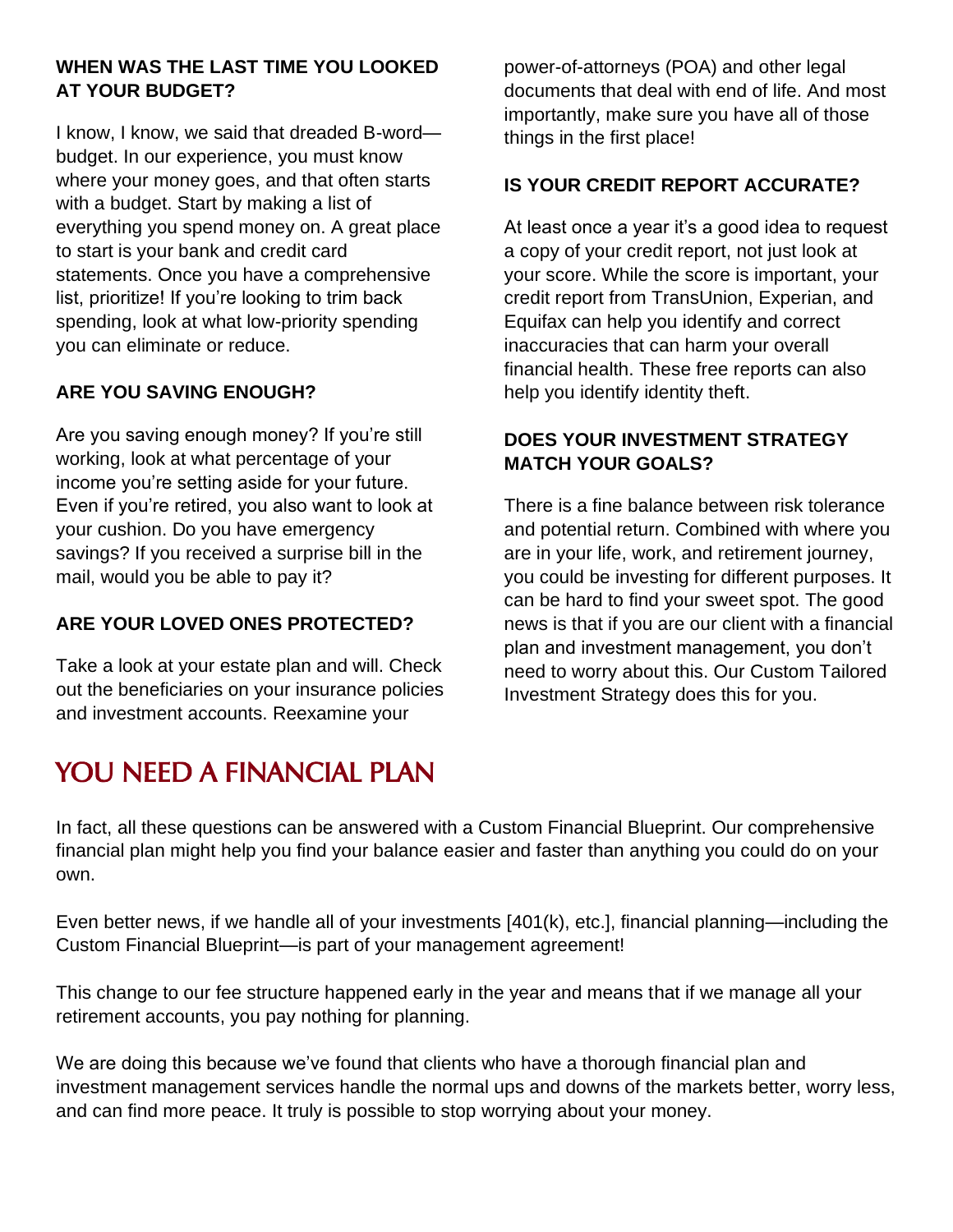### WHEN WAS THE LAST TIME YOU LOOKED AT YOUR BUDGET?

I know, I know, we said that dreaded B-word—budget. In our experience, you must know where your money goes, and that often starts with a budget. Start by making a list of everything you spend money on. A great place to start is your bank and credit card statements. Once you have a comprehensive list, prioritize! If you're looking to trim back spending, look at what low-priority spending you can eliminate or reduce.

### ARE YOU SAVING ENOUGH?

Are you saving enough money? If you're still working, look at what percentage of your income you're setting aside for your future. Even if you're retired, you also want to look at your cushion. Do you have emergency savings? If you received a surprise bill in the mail, would you be able to pay it?

### ARE YOUR LOVED ONES PROTECTED?

Take a look at your estate plan and will. Check out the beneficiaries on your insurance policies and investment accounts. Reexamine your power-of-attorneys (POA) and other legal documents that deal with end of life. And most importantly, make sure you have all of those things in the first place!

### IS YOUR CREDIT REPORT ACCURATE?

At least once a year it's a good idea to request a copy of your credit report, not just look at your score. While the score is important, your credit report from TransUnion, Experian, and Equifax can help you identify and correct inaccuracies that can harm your overall financial health. These free reports can also help you identify identity theft.

### DOES YOUR INVESTMENT STRATEGY MATCH YOUR GOALS?

There is a fine balance between risk tolerance and potential return. Combined with where you are in your life, work, and retirement journey, you could be investing for different purposes. It can be hard to find your sweet spot. The good news is that if you are our client with a financial plan and investment management, you don't need to worry about this. Our Custom Tailored Investment Strategy does this for you.

## YOU NEED A FINANCIAL PLAN

In fact, all these questions can be answered with a Custom Financial Blueprint. Our comprehensive financial plan might help you find your balance easier and faster than anything you could do on your own.

Even better news, if we handle all of your investments [401(k), etc.], financial planning—including the Custom Financial Blueprint—is part of your management agreement!

This change to our fee structure happened early in the year and means that if we manage all your retirement accounts, you pay nothing for planning.

We are doing this because we've found that clients who have a thorough financial plan and investment management services handle the normal ups and downs of the markets better, worry less, and can find more peace. It truly is possible to stop worrying about your money.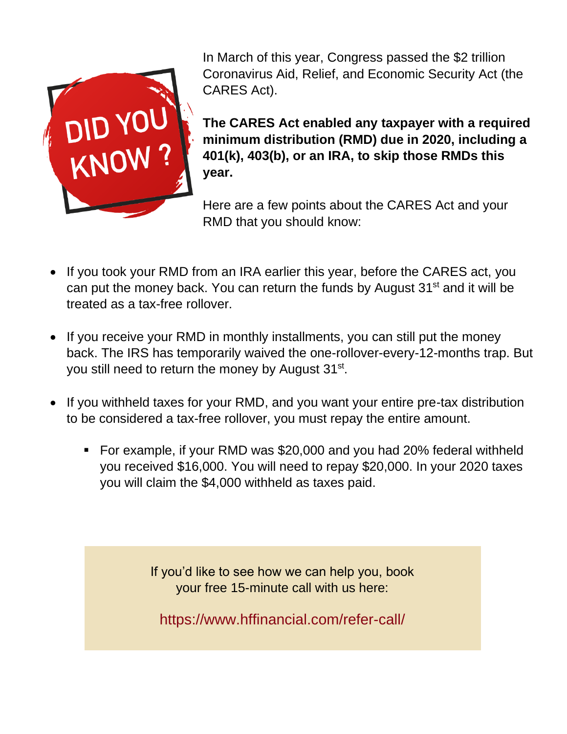DID YOU KNOW ?

In March of this year, Congress passed the $2 trillion Coronavirus Aid, Relief, and Economic Security Act (the CARES Act).

**The CARES Act enabled any taxpayer with a required minimum distribution (RMD) due in 2020, including a 401(k), 403(b), or an IRA, to skip those RMDs this year.**

Here are a few points about the CARES Act and your RMD that you should know:

- If you took your RMD from an IRA earlier this year, before the CARES act, you can put the money back. You can return the funds by August 31st and it will be treated as a tax-free rollover.
- If you receive your RMD in monthly installments, you can still put the money back. The IRS has temporarily waived the one-rollover-every-12-months trap. But you still need to return the money by August 31st.
- If you withheld taxes for your RMD, and you want your entire pre-tax distribution to be considered a tax-free rollover, you must repay the entire amount.
    - For example, if your RMD was $20,000 and you had 20% federal withheld you received $16,000. You will need to repay $20,000. In your 2020 taxes you will claim the $4,000 withheld as taxes paid.

If you'd like to see how we can help you, book your free 15-minute call with us here:

https://www.hffinancial.com/refer-call/